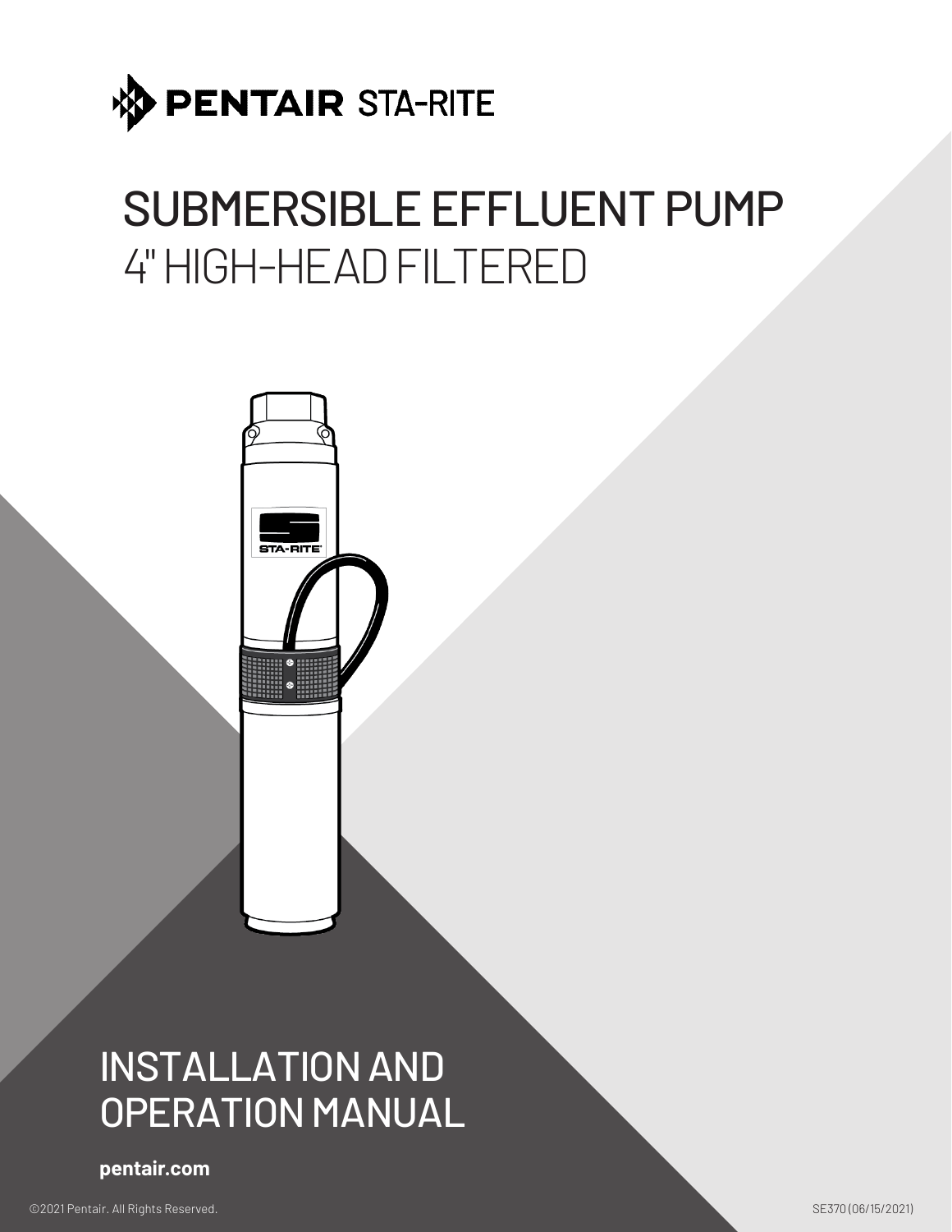PENTAIR STA-RITE

# SUBMERSIBLE EFFLUENT PUMP

## 4" HIGH-HEAD FILTERED

# INSTALLATION AND OPERATION MANUAL

**pentair.com**

©2021 Pentair. All Rights Reserved.

SE370 (06/15/2021)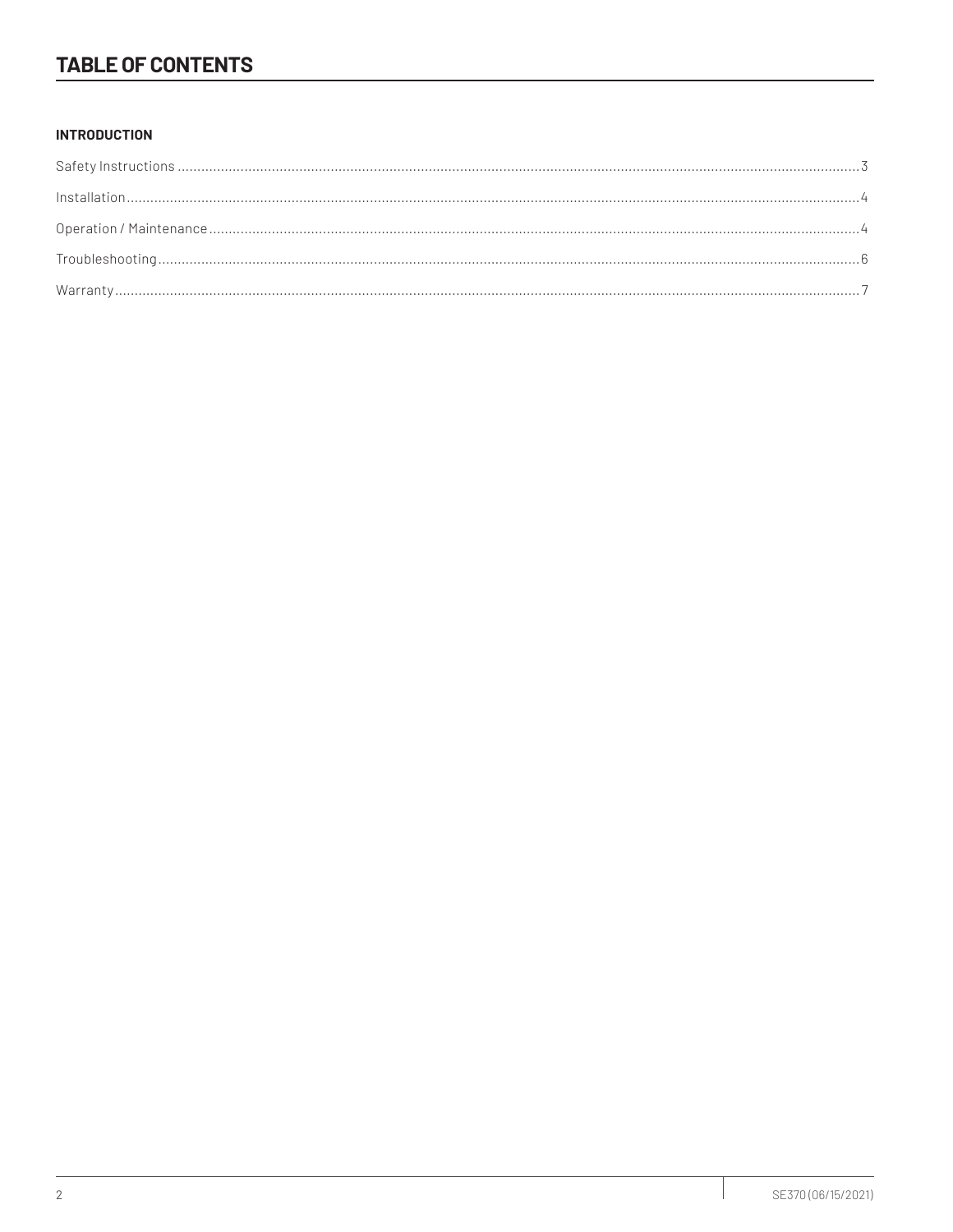# TABLE OF CONTENTS

**INTRODUCTION**

Safety Instructions ........................................................................ 3

Installation ........................................................................ 4

Operation / Maintenance ........................................................................ 4

Troubleshooting ........................................................................ 6

Warranty ........................................................................ 7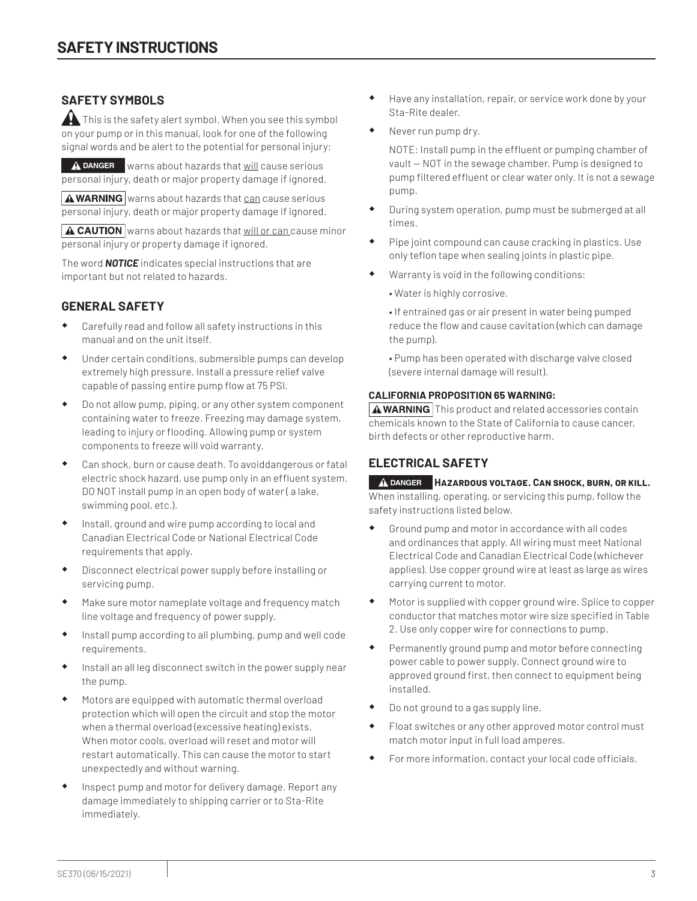# SAFETY INSTRUCTIONS

## SAFETY SYMBOLS

⚠ This is the safety alert symbol. When you see this symbol on your pump or in this manual, look for one of the following signal words and be alert to the potential for personal injury:

**⚠ DANGER** warns about hazards that will cause serious personal injury, death or major property damage if ignored.

**⚠ WARNING** warns about hazards that can cause serious personal injury, death or major property damage if ignored.

**⚠ CAUTION** warns about hazards that will or can cause minor personal injury or property damage if ignored.

The word ***NOTICE*** indicates special instructions that are important but not related to hazards.

## GENERAL SAFETY

- Carefully read and follow all safety instructions in this manual and on the unit itself.
- Under certain conditions, submersible pumps can develop extremely high pressure. Install a pressure relief valve capable of passing entire pump flow at 75 PSI.
- Do not allow pump, piping, or any other system component containing water to freeze. Freezing may damage system, leading to injury or flooding. Allowing pump or system components to freeze will void warranty.
- Can shock, burn or cause death. To avoiddangerous or fatal electric shock hazard, use pump only in an effluent system. DO NOT install pump in an open body of water( a lake, swimming pool, etc.).
- Install, ground and wire pump according to local and Canadian Electrical Code or National Electrical Code requirements that apply.
- Disconnect electrical power supply before installing or servicing pump.
- Make sure motor nameplate voltage and frequency match line voltage and frequency of power supply.
- Install pump according to all plumbing, pump and well code requirements.
- Install an all leg disconnect switch in the power supply near the pump.
- Motors are equipped with automatic thermal overload protection which will open the circuit and stop the motor when a thermal overload (excessive heating) exists. When motor cools, overload will reset and motor will restart automatically. This can cause the motor to start unexpectedly and without warning.
- Inspect pump and motor for delivery damage. Report any damage immediately to shipping carrier or to Sta-Rite immediately.
- Have any installation, repair, or service work done by your Sta-Rite dealer.
- Never run pump dry.

  NOTE: Install pump in the effluent or pumping chamber of vault — NOT in the sewage chamber. Pump is designed to pump filtered effluent or clear water only. It is not a sewage pump.
- During system operation, pump must be submerged at all times.
- Pipe joint compound can cause cracking in plastics. Use only teflon tape when sealing joints in plastic pipe.
- Warranty is void in the following conditions:

  • Water is highly corrosive.

  • If entrained gas or air present in water being pumped reduce the flow and cause cavitation (which can damage the pump).

  • Pump has been operated with discharge valve closed (severe internal damage will result).

**CALIFORNIA PROPOSITION 65 WARNING:**

**⚠ WARNING** This product and related accessories contain chemicals known to the State of California to cause cancer, birth defects or other reproductive harm.

## ELECTRICAL SAFETY

**⚠ DANGER** **Hazardous voltage. Can shock, burn, or kill.** When installing, operating, or servicing this pump, follow the safety instructions listed below.

- Ground pump and motor in accordance with all codes and ordinances that apply. All wiring must meet National Electrical Code and Canadian Electrical Code (whichever applies). Use copper ground wire at least as large as wires carrying current to motor.
- Motor is supplied with copper ground wire. Splice to copper conductor that matches motor wire size specified in Table 2. Use only copper wire for connections to pump.
- Permanently ground pump and motor before connecting power cable to power supply. Connect ground wire to approved ground first, then connect to equipment being installed.
- Do not ground to a gas supply line.
- Float switches or any other approved motor control must match motor input in full load amperes.
- For more information, contact your local code officials.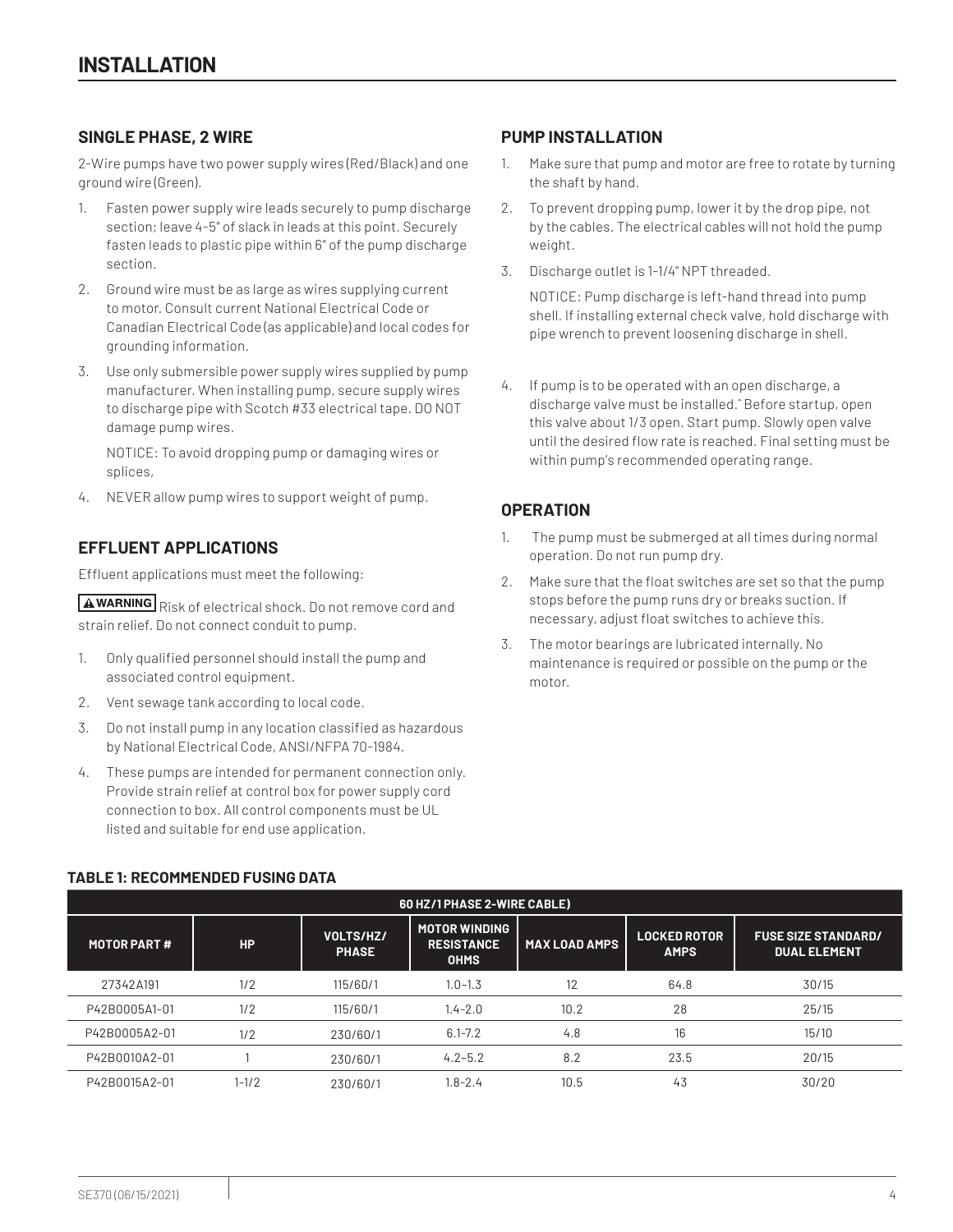# INSTALLATION

## SINGLE PHASE, 2 WIRE

2-Wire pumps have two power supply wires (Red/Black) and one ground wire (Green).

1. Fasten power supply wire leads securely to pump discharge section; leave 4-5" of slack in leads at this point. Securely fasten leads to plastic pipe within 6" of the pump discharge section.
2. Ground wire must be as large as wires supplying current to motor. Consult current National Electrical Code or Canadian Electrical Code (as applicable) and local codes for grounding information.
3. Use only submersible power supply wires supplied by pump manufacturer. When installing pump, secure supply wires to discharge pipe with Scotch #33 electrical tape. DO NOT damage pump wires.

   NOTICE: To avoid dropping pump or damaging wires or splices,
4. NEVER allow pump wires to support weight of pump.

## EFFLUENT APPLICATIONS

Effluent applications must meet the following:

**⚠WARNING** Risk of electrical shock. Do not remove cord and strain relief. Do not connect conduit to pump.

1. Only qualified personnel should install the pump and associated control equipment.
2. Vent sewage tank according to local code.
3. Do not install pump in any location classified as hazardous by National Electrical Code, ANSI/NFPA 70-1984.
4. These pumps are intended for permanent connection only. Provide strain relief at control box for power supply cord connection to box. All control components must be UL listed and suitable for end use application.

## PUMP INSTALLATION

1. Make sure that pump and motor are free to rotate by turning the shaft by hand.
2. To prevent dropping pump, lower it by the drop pipe, not by the cables. The electrical cables will not hold the pump weight.
3. Discharge outlet is 1-1/4" NPT threaded.

   NOTICE: Pump discharge is left-hand thread into pump shell. If installing external check valve, hold discharge with pipe wrench to prevent loosening discharge in shell.
4. If pump is to be operated with an open discharge, a discharge valve must be installed.ˆ Before startup, open this valve about 1/3 open. Start pump. Slowly open valve until the desired flow rate is reached. Final setting must be within pump's recommended operating range.

## OPERATION

1. The pump must be submerged at all times during normal operation. Do not run pump dry.
2. Make sure that the float switches are set so that the pump stops before the pump runs dry or breaks suction. If necessary, adjust float switches to achieve this.
3. The motor bearings are lubricated internally. No maintenance is required or possible on the pump or the motor.

### TABLE 1: RECOMMENDED FUSING DATA

| 60 HZ/1 PHASE 2-WIRE CABLE) | | | | | | |
|---|---|---|---|---|---|---|
| MOTOR PART # | HP | VOLTS/HZ/ PHASE | MOTOR WINDING RESISTANCE OHMS | MAX LOAD AMPS | LOCKED ROTOR AMPS | FUSE SIZE STANDARD/ DUAL ELEMENT |
| 27342A191 | 1/2 | 115/60/1 | 1.0–1.3 | 12 | 64.8 | 30/15 |
| P42B0005A1-01 | 1/2 | 115/60/1 | 1.4–2.0 | 10.2 | 28 | 25/15 |
| P42B0005A2-01 | 1/2 | 230/60/1 | 6.1-7.2 | 4.8 | 16 | 15/10 |
| P42B0010A2-01 | 1 | 230/60/1 | 4.2–5.2 | 8.2 | 23.5 | 20/15 |
| P42B0015A2-01 | 1-1/2 | 230/60/1 | 1.8–2.4 | 10.5 | 43 | 30/20 |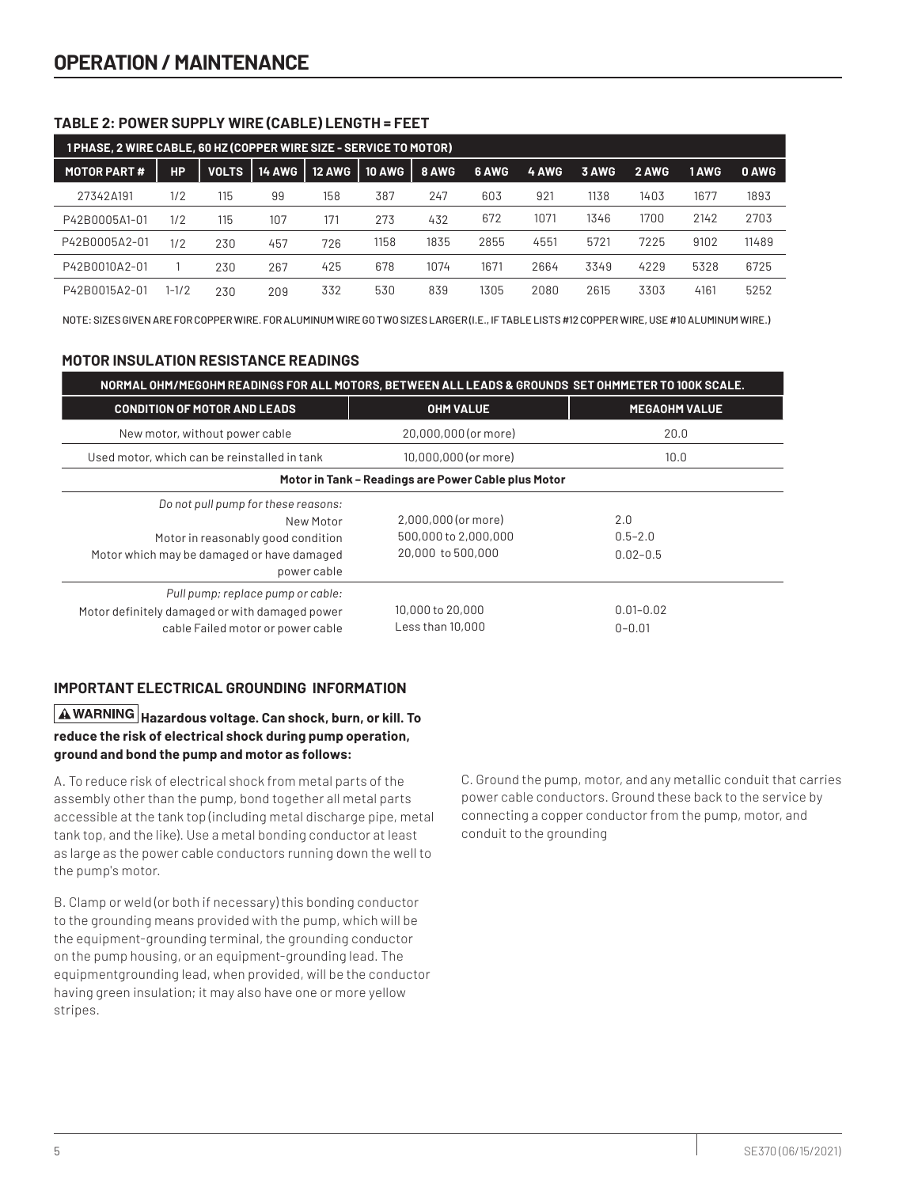# OPERATION / MAINTENANCE

### TABLE 2: POWER SUPPLY WIRE (CABLE) LENGTH = FEET

| 1 PHASE, 2 WIRE CABLE, 60 HZ (COPPER WIRE SIZE - SERVICE TO MOTOR) | | | | | | | | | | | | | |
|---|---|---|---|---|---|---|---|---|---|---|---|---|---|
| **MOTOR PART #** | **HP** | **VOLTS** | **14 AWG** | **12 AWG** | **10 AWG** | **8 AWG** | **6 AWG** | **4 AWG** | **3 AWG** | **2 AWG** | **1 AWG** | **0 AWG** |
| 27342A191 | 1/2 | 115 | 99 | 158 | 387 | 247 | 603 | 921 | 1138 | 1403 | 1677 | 1893 |
| P42B0005A1-01 | 1/2 | 115 | 107 | 171 | 273 | 432 | 672 | 1071 | 1346 | 1700 | 2142 | 2703 |
| P42B0005A2-01 | 1/2 | 230 | 457 | 726 | 1158 | 1835 | 2855 | 4551 | 5721 | 7225 | 9102 | 11489 |
| P42B0010A2-01 | 1 | 230 | 267 | 425 | 678 | 1074 | 1671 | 2664 | 3349 | 4229 | 5328 | 6725 |
| P42B0015A2-01 | 1-1/2 | 230 | 209 | 332 | 530 | 839 | 1305 | 2080 | 2615 | 3303 | 4161 | 5252 |

NOTE: SIZES GIVEN ARE FOR COPPER WIRE. FOR ALUMINUM WIRE GO TWO SIZES LARGER (I.E., IF TABLE LISTS #12 COPPER WIRE, USE #10 ALUMINUM WIRE.)

### MOTOR INSULATION RESISTANCE READINGS

| NORMAL OHM/MEGOHM READINGS FOR ALL MOTORS, BETWEEN ALL LEADS & GROUNDS SET OHMMETER TO 100K SCALE. | | |
|---|---|---|
| **CONDITION OF MOTOR AND LEADS** | **OHM VALUE** | **MEGAOHM VALUE** |
| New motor, without power cable | 20,000,000 (or more) | 20.0 |
| Used motor, which can be reinstalled in tank | 10,000,000 (or more) | 10.0 |
| **Motor in Tank – Readings are Power Cable plus Motor** | | |
| *Do not pull pump for these reasons:* | | |
| New Motor | 2,000,000 (or more) | 2.0 |
| Motor in reasonably good condition | 500,000 to 2,000,000 | 0.5–2.0 |
| Motor which may be damaged or have damaged power cable | 20,000 to 500,000 | 0.02–0.5 |
| *Pull pump; replace pump or cable:* | | |
| Motor definitely damaged or with damaged power cable | 10,000 to 20,000 | 0.01–0.02 |
| Failed motor or power cable | Less than 10,000 | 0–0.01 |

### IMPORTANT ELECTRICAL GROUNDING INFORMATION

**⚠WARNING Hazardous voltage. Can shock, burn, or kill. To reduce the risk of electrical shock during pump operation, ground and bond the pump and motor as follows:**

A. To reduce risk of electrical shock from metal parts of the assembly other than the pump, bond together all metal parts accessible at the tank top (including metal discharge pipe, metal tank top, and the like). Use a metal bonding conductor at least as large as the power cable conductors running down the well to the pump's motor.

B. Clamp or weld (or both if necessary) this bonding conductor to the grounding means provided with the pump, which will be the equipment-grounding terminal, the grounding conductor on the pump housing, or an equipment-grounding lead. The equipmentgrounding lead, when provided, will be the conductor having green insulation; it may also have one or more yellow stripes.

C. Ground the pump, motor, and any metallic conduit that carries power cable conductors. Ground these back to the service by connecting a copper conductor from the pump, motor, and conduit to the grounding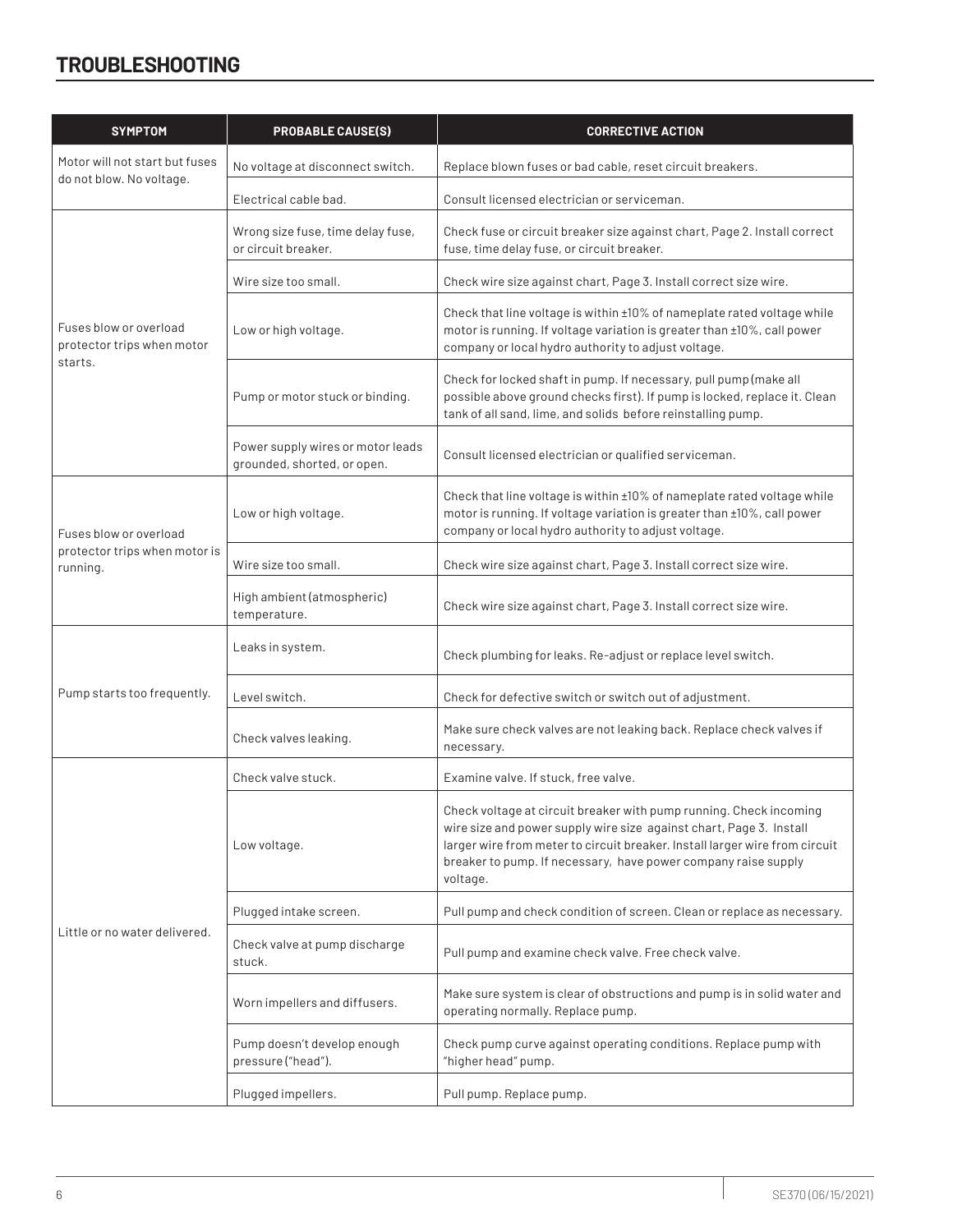## TROUBLESHOOTING

| SYMPTOM | PROBABLE CAUSE(S) | CORRECTIVE ACTION |
|---|---|---|
| Motor will not start but fuses do not blow. No voltage. | No voltage at disconnect switch. | Replace blown fuses or bad cable, reset circuit breakers. |
| | Electrical cable bad. | Consult licensed electrician or serviceman. |
| Fuses blow or overload protector trips when motor starts. | Wrong size fuse, time delay fuse, or circuit breaker. | Check fuse or circuit breaker size against chart, Page 2. Install correct fuse, time delay fuse, or circuit breaker. |
| | Wire size too small. | Check wire size against chart, Page 3. Install correct size wire. |
| | Low or high voltage. | Check that line voltage is within ±10% of nameplate rated voltage while motor is running. If voltage variation is greater than ±10%, call power company or local hydro authority to adjust voltage. |
| | Pump or motor stuck or binding. | Check for locked shaft in pump. If necessary, pull pump (make all possible above ground checks first). If pump is locked, replace it. Clean tank of all sand, lime, and solids before reinstalling pump. |
| | Power supply wires or motor leads grounded, shorted, or open. | Consult licensed electrician or qualified serviceman. |
| Fuses blow or overload protector trips when motor is running. | Low or high voltage. | Check that line voltage is within ±10% of nameplate rated voltage while motor is running. If voltage variation is greater than ±10%, call power company or local hydro authority to adjust voltage. |
| | Wire size too small. | Check wire size against chart, Page 3. Install correct size wire. |
| | High ambient (atmospheric) temperature. | Check wire size against chart, Page 3. Install correct size wire. |
| Pump starts too frequently. | Leaks in system. | Check plumbing for leaks. Re-adjust or replace level switch. |
| | Level switch. | Check for defective switch or switch out of adjustment. |
| | Check valves leaking. | Make sure check valves are not leaking back. Replace check valves if necessary. |
| Little or no water delivered. | Check valve stuck. | Examine valve. If stuck, free valve. |
| | Low voltage. | Check voltage at circuit breaker with pump running. Check incoming wire size and power supply wire size against chart, Page 3. Install larger wire from meter to circuit breaker. Install larger wire from circuit breaker to pump. If necessary, have power company raise supply voltage. |
| | Plugged intake screen. | Pull pump and check condition of screen. Clean or replace as necessary. |
| | Check valve at pump discharge stuck. | Pull pump and examine check valve. Free check valve. |
| | Worn impellers and diffusers. | Make sure system is clear of obstructions and pump is in solid water and operating normally. Replace pump. |
| | Pump doesn't develop enough pressure ("head"). | Check pump curve against operating conditions. Replace pump with "higher head" pump. |
| | Plugged impellers. | Pull pump. Replace pump. |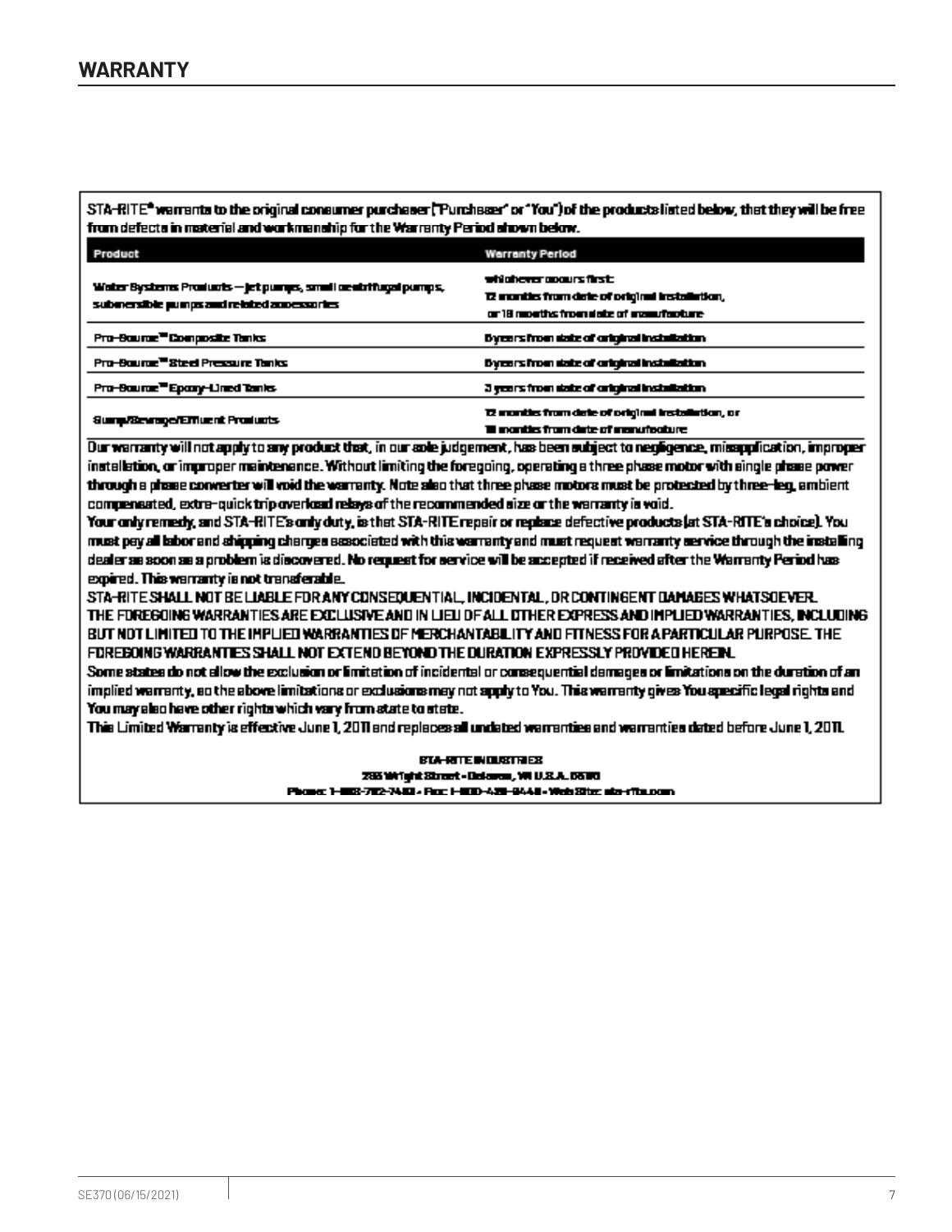## WARRANTY

STA-RITE® warrants to the original consumer purchaser ("Purchaser" or "You") of the products listed below, that they will be free from defects in material and workmanship for the Warranty Period shown below.

| Product | Warranty Period |
|---|---|
| Water Systems Products — jet pumps, small centrifugal pumps, submersible pumps and related accessories | whichever occurs first: 12 months from date of original installation, or 18 months from date of manufacture |
| Pro-Source™ Composite Tanks | 5 years from date of original installation |
| Pro-Source™ Steel Pressure Tanks | 5 years from date of original installation |
| Pro-Source™ Epoxy-Lined Tanks | 3 years from date of original installation |
| Sump/Sewage/Effluent Products | 12 months from date of original installation, or 18 months from date of manufacture |

Our warranty will not apply to any product that, in our sole judgement, has been subject to negligence, misapplication, improper installation, or improper maintenance. Without limiting the foregoing, operating a three phase motor with single phase power through a phase converter will void the warranty. Note also that three phase motors must be protected by three-leg, ambient compensated, extra-quick trip overload relays of the recommended size or the warranty is void.

Your only remedy, and STA-RITE's only duty, is that STA-RITE repair or replace defective products (at STA-RITE's choice). You must pay all labor and shipping charges associated with this warranty and must request warranty service through the installing dealer as soon as a problem is discovered. No request for service will be accepted if received after the Warranty Period has expired. This warranty is not transferable.

STA-RITE SHALL NOT BE LIABLE FOR ANY CONSEQUENTIAL, INCIDENTAL, OR CONTINGENT DAMAGES WHATSOEVER.

THE FOREGOING WARRANTIES ARE EXCLUSIVE AND IN LIEU OF ALL OTHER EXPRESS AND IMPLIED WARRANTIES, INCLUDING BUT NOT LIMITED TO THE IMPLIED WARRANTIES OF MERCHANTABILITY AND FITNESS FOR A PARTICULAR PURPOSE. THE FOREGOING WARRANTIES SHALL NOT EXTEND BEYOND THE DURATION EXPRESSLY PROVIDED HEREIN.

Some states do not allow the exclusion or limitation of incidental or consequential damages or limitations on the duration of an implied warranty, so the above limitations or exclusions may not apply to You. This warranty gives You specific legal rights and You may also have other rights which vary from state to state.

This Limited Warranty is effective June 1, 2011 and replaces all undated warranties and warranties dated before June 1, 2011.

STA-RITE INDUSTRIES
293 Wright Street • Delavan, WI U.S.A. 53115
Phone: 1-888-782-7483 • Fax: 1-800-426-9446 • Web Site: sta-rite.com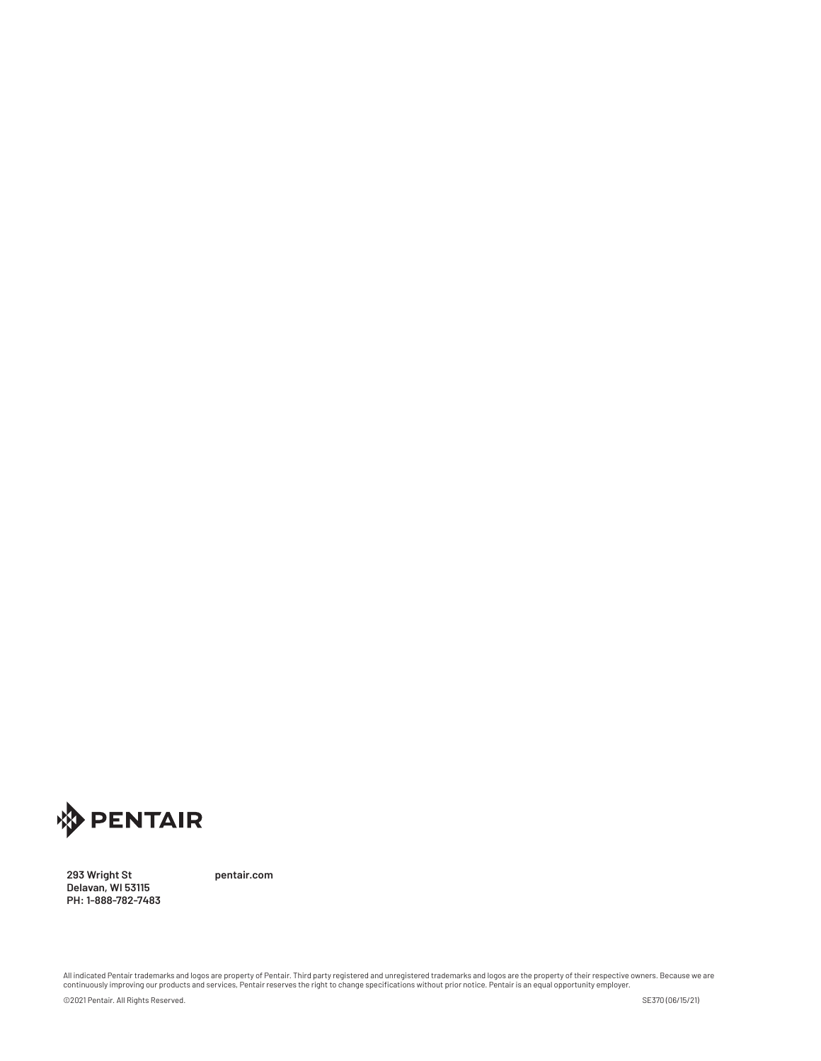PENTAIR

**293 Wright St**
**Delavan, WI 53115**
**PH: 1-888-782-7483**

**pentair.com**

All indicated Pentair trademarks and logos are property of Pentair. Third party registered and unregistered trademarks and logos are the property of their respective owners. Because we are continuously improving our products and services, Pentair reserves the right to change specifications without prior notice. Pentair is an equal opportunity employer.

©2021 Pentair. All Rights Reserved.

SE370 (06/15/21)